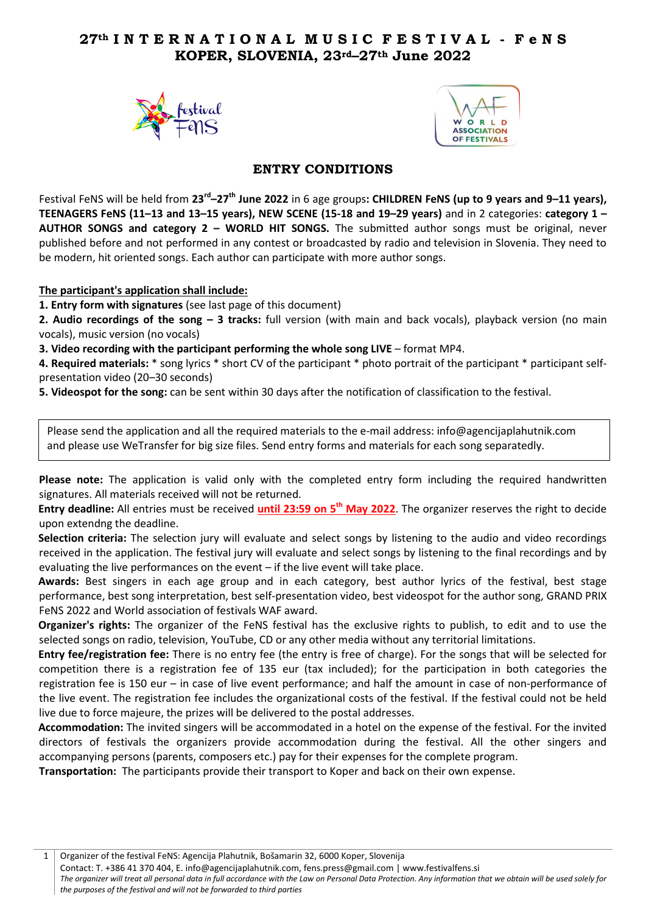# 27th INTERNATIONAL MUSIC FESTIVAL - FeNS
# KOPER, SLOVENIA, 23rd–27th June 2022

## ENTRY CONDITIONS

Festival FeNS will be held from **23rd–27th June 2022** in 6 age groups**: CHILDREN FeNS (up to 9 years and 9–11 years), TEENAGERS FeNS (11–13 and 13–15 years), NEW SCENE (15-18 and 19–29 years)** and in 2 categories: **category 1 – AUTHOR SONGS and category 2 – WORLD HIT SONGS.** The submitted author songs must be original, never published before and not performed in any contest or broadcasted by radio and television in Slovenia. They need to be modern, hit oriented songs. Each author can participate with more author songs.

**The participant's application shall include:**

**1. Entry form with signatures** (see last page of this document)
**2. Audio recordings of the song – 3 tracks:** full version (with main and back vocals), playback version (no main vocals), music version (no vocals)
**3. Video recording with the participant performing the whole song LIVE** – format MP4.
**4. Required materials:** * song lyrics * short CV of the participant * photo portrait of the participant * participant self-presentation video (20–30 seconds)
**5. Videospot for the song:** can be sent within 30 days after the notification of classification to the festival.

Please send the application and all the required materials to the e-mail address: info@agencijaplahutnik.com and please use WeTransfer for big size files. Send entry forms and materials for each song separatedly.

**Please note:** The application is valid only with the completed entry form including the required handwritten signatures. All materials received will not be returned.
**Entry deadline:** All entries must be received **until 23:59 on 5th May 2022**. The organizer reserves the right to decide upon extendng the deadline.
**Selection criteria:** The selection jury will evaluate and select songs by listening to the audio and video recordings received in the application. The festival jury will evaluate and select songs by listening to the final recordings and by evaluating the live performances on the event – if the live event will take place.
**Awards:** Best singers in each age group and in each category, best author lyrics of the festival, best stage performance, best song interpretation, best self-presentation video, best videospot for the author song, GRAND PRIX FeNS 2022 and World association of festivals WAF award.
**Organizer's rights:** The organizer of the FeNS festival has the exclusive rights to publish, to edit and to use the selected songs on radio, television, YouTube, CD or any other media without any territorial limitations.
**Entry fee/registration fee:** There is no entry fee (the entry is free of charge). For the songs that will be selected for competition there is a registration fee of 135 eur (tax included); for the participation in both categories the registration fee is 150 eur – in case of live event performance; and half the amount in case of non-performance of the live event. The registration fee includes the organizational costs of the festival. If the festival could not be held live due to force majeure, the prizes will be delivered to the postal addresses.
**Accommodation:** The invited singers will be accommodated in a hotel on the expense of the festival. For the invited directors of festivals the organizers provide accommodation during the festival. All the other singers and accompanying persons (parents, composers etc.) pay for their expenses for the complete program.
**Transportation:** The participants provide their transport to Koper and back on their own expense.

Organizer of the festival FeNS: Agencija Plahutnik, Bošamarin 32, 6000 Koper, Slovenija
Contact: T. +386 41 370 404, E. info@agencijaplahutnik.com, fens.press@gmail.com | www.festivalfens.si
*The organizer will treat all personal data in full accordance with the Law on Personal Data Protection. Any information that we obtain will be used solely for the purposes of the festival and will not be forwarded to third parties*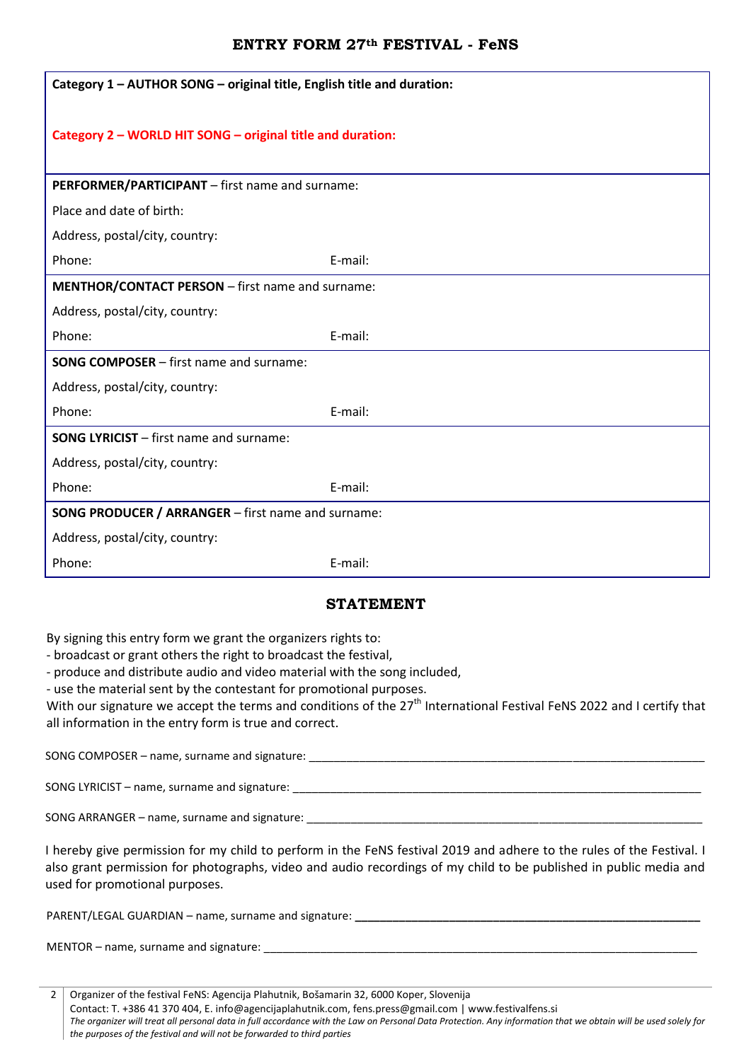## ENTRY FORM 27th FESTIVAL - FeNS

**Category 1 – AUTHOR SONG – original title, English title and duration:**

**Category 2 – WORLD HIT SONG – original title and duration:**

**PERFORMER/PARTICIPANT** – first name and surname:

Place and date of birth:

Address, postal/city, country:

Phone: E-mail:

**MENTHOR/CONTACT PERSON** – first name and surname:

Address, postal/city, country:

Phone: E-mail:

**SONG COMPOSER** – first name and surname:

Address, postal/city, country:

Phone: E-mail:

**SONG LYRICIST** – first name and surname:

Address, postal/city, country:

Phone: E-mail:

**SONG PRODUCER / ARRANGER** – first name and surname:

Address, postal/city, country:

Phone: E-mail:

## STATEMENT

By signing this entry form we grant the organizers rights to:
- broadcast or grant others the right to broadcast the festival,
- produce and distribute audio and video material with the song included,
- use the material sent by the contestant for promotional purposes.

With our signature we accept the terms and conditions of the 27th International Festival FeNS 2022 and I certify that all information in the entry form is true and correct.

SONG COMPOSER – name, surname and signature: ______________________________

SONG LYRICIST – name, surname and signature: ______________________________

SONG ARRANGER – name, surname and signature: ______________________________

I hereby give permission for my child to perform in the FeNS festival 2019 and adhere to the rules of the Festival. I also grant permission for photographs, video and audio recordings of my child to be published in public media and used for promotional purposes.

PARENT/LEGAL GUARDIAN – name, surname and signature: ______________________________

MENTOR – name, surname and signature: ______________________________

Organizer of the festival FeNS: Agencija Plahutnik, Bošamarin 32, 6000 Koper, Slovenija
Contact: T. +386 41 370 404, E. info@agencijaplahutnik.com, fens.press@gmail.com | www.festivalfens.si
*The organizer will treat all personal data in full accordance with the Law on Personal Data Protection. Any information that we obtain will be used solely for the purposes of the festival and will not be forwarded to third parties*